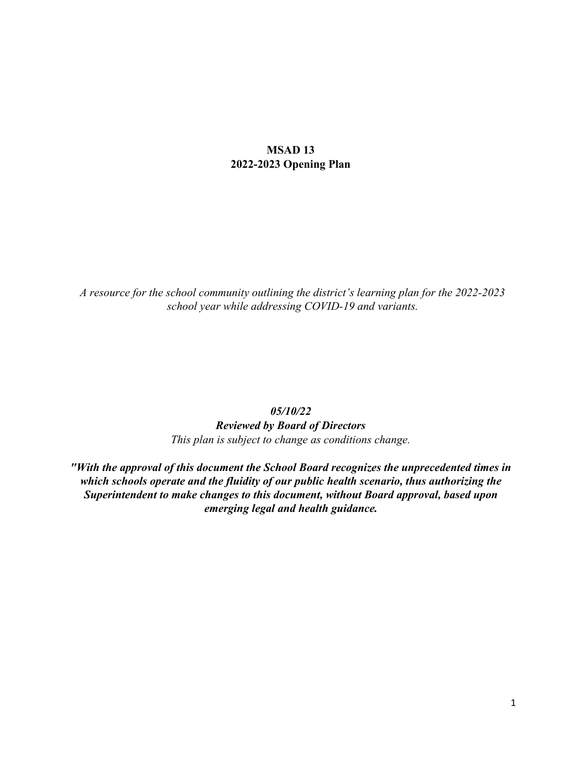# MSAD 13
# 2022-2023 Opening Plan

*A resource for the school community outlining the district's learning plan for the 2022-2023 school year while addressing COVID-19 and variants.*

***05/10/22***

***Reviewed by Board of Directors***

*This plan is subject to change as conditions change.*

***"With the approval of this document the School Board recognizes the unprecedented times in which schools operate and the fluidity of our public health scenario, thus authorizing the Superintendent to make changes to this document, without Board approval, based upon emerging legal and health guidance.***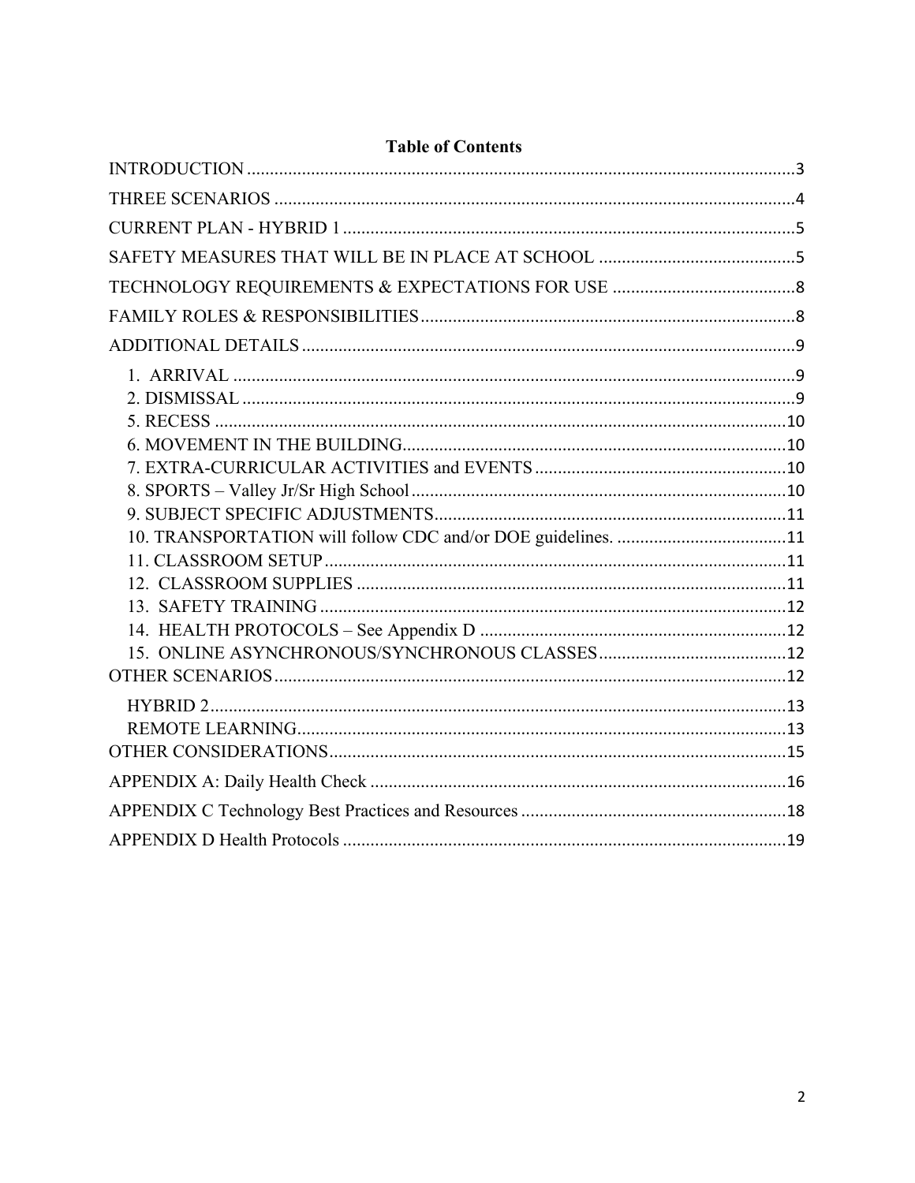**Table of Contents**

INTRODUCTION .......... 3

THREE SCENARIOS .......... 4

CURRENT PLAN - HYBRID 1 .......... 5

SAFETY MEASURES THAT WILL BE IN PLACE AT SCHOOL .......... 5

TECHNOLOGY REQUIREMENTS & EXPECTATIONS FOR USE .......... 8

FAMILY ROLES & RESPONSIBILITIES .......... 8

ADDITIONAL DETAILS .......... 9

- 1. ARRIVAL .......... 9
- 2. DISMISSAL .......... 9
- 5. RECESS .......... 10
- 6. MOVEMENT IN THE BUILDING .......... 10
- 7. EXTRA-CURRICULAR ACTIVITIES and EVENTS .......... 10
- 8. SPORTS – Valley Jr/Sr High School .......... 10
- 9. SUBJECT SPECIFIC ADJUSTMENTS .......... 11
- 10. TRANSPORTATION will follow CDC and/or DOE guidelines. .......... 11
- 11. CLASSROOM SETUP .......... 11
- 12. CLASSROOM SUPPLIES .......... 11
- 13. SAFETY TRAINING .......... 12
- 14. HEALTH PROTOCOLS – See Appendix D .......... 12
- 15. ONLINE ASYNCHRONOUS/SYNCHRONOUS CLASSES .......... 12

OTHER SCENARIOS .......... 12

- HYBRID 2 .......... 13
- REMOTE LEARNING .......... 13

OTHER CONSIDERATIONS .......... 15

APPENDIX A: Daily Health Check .......... 16

APPENDIX C Technology Best Practices and Resources .......... 18

APPENDIX D Health Protocols .......... 19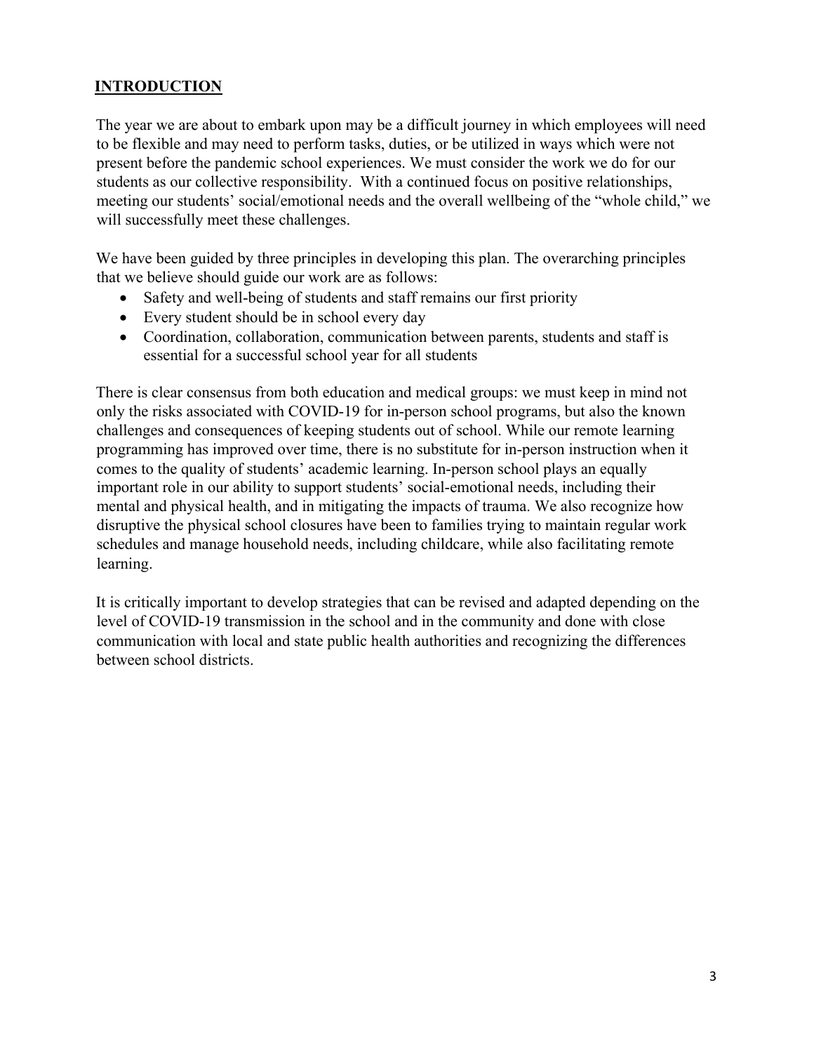## INTRODUCTION

The year we are about to embark upon may be a difficult journey in which employees will need to be flexible and may need to perform tasks, duties, or be utilized in ways which were not present before the pandemic school experiences. We must consider the work we do for our students as our collective responsibility. With a continued focus on positive relationships, meeting our students' social/emotional needs and the overall wellbeing of the "whole child," we will successfully meet these challenges.

We have been guided by three principles in developing this plan. The overarching principles that we believe should guide our work are as follows:

- Safety and well-being of students and staff remains our first priority
- Every student should be in school every day
- Coordination, collaboration, communication between parents, students and staff is essential for a successful school year for all students

There is clear consensus from both education and medical groups: we must keep in mind not only the risks associated with COVID-19 for in-person school programs, but also the known challenges and consequences of keeping students out of school. While our remote learning programming has improved over time, there is no substitute for in-person instruction when it comes to the quality of students' academic learning. In-person school plays an equally important role in our ability to support students' social-emotional needs, including their mental and physical health, and in mitigating the impacts of trauma. We also recognize how disruptive the physical school closures have been to families trying to maintain regular work schedules and manage household needs, including childcare, while also facilitating remote learning.

It is critically important to develop strategies that can be revised and adapted depending on the level of COVID-19 transmission in the school and in the community and done with close communication with local and state public health authorities and recognizing the differences between school districts.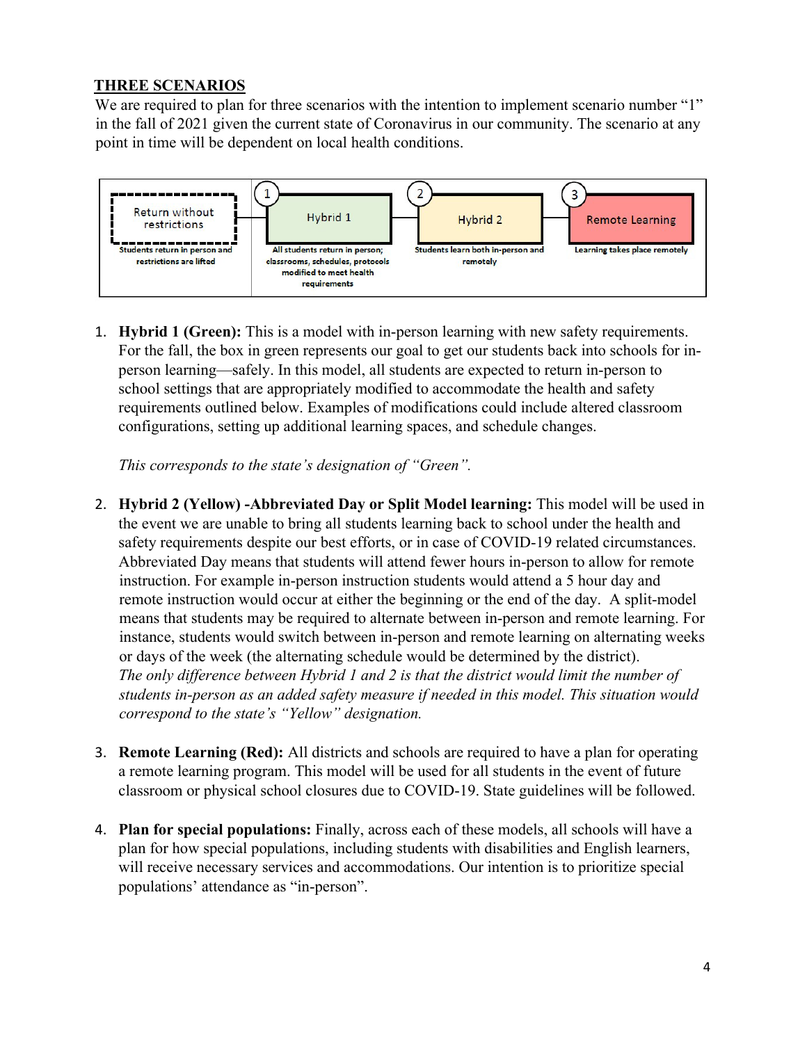## THREE SCENARIOS

We are required to plan for three scenarios with the intention to implement scenario number "1" in the fall of 2021 given the current state of Coronavirus in our community. The scenario at any point in time will be dependent on local health conditions.

| Return without restrictions | 1 Hybrid 1 | 2 Hybrid 2 | 3 Remote Learning |
|---|---|---|---|
| Students return in person and restrictions are lifted | All students return in person; classrooms, schedules, protocols modified to meet health requirements | Students learn both in-person and remotely | Learning takes place remotely |

1. **Hybrid 1 (Green):** This is a model with in-person learning with new safety requirements. For the fall, the box in green represents our goal to get our students back into schools for in-person learning—safely. In this model, all students are expected to return in-person to school settings that are appropriately modified to accommodate the health and safety requirements outlined below. Examples of modifications could include altered classroom configurations, setting up additional learning spaces, and schedule changes.

   *This corresponds to the state's designation of "Green".*

2. **Hybrid 2 (Yellow) -Abbreviated Day or Split Model learning:** This model will be used in the event we are unable to bring all students learning back to school under the health and safety requirements despite our best efforts, or in case of COVID-19 related circumstances. Abbreviated Day means that students will attend fewer hours in-person to allow for remote instruction. For example in-person instruction students would attend a 5 hour day and remote instruction would occur at either the beginning or the end of the day. A split-model means that students may be required to alternate between in-person and remote learning. For instance, students would switch between in-person and remote learning on alternating weeks or days of the week (the alternating schedule would be determined by the district).
   *The only difference between Hybrid 1 and 2 is that the district would limit the number of students in-person as an added safety measure if needed in this model. This situation would correspond to the state's "Yellow" designation.*

3. **Remote Learning (Red):** All districts and schools are required to have a plan for operating a remote learning program. This model will be used for all students in the event of future classroom or physical school closures due to COVID-19. State guidelines will be followed.

4. **Plan for special populations:** Finally, across each of these models, all schools will have a plan for how special populations, including students with disabilities and English learners, will receive necessary services and accommodations. Our intention is to prioritize special populations' attendance as "in-person".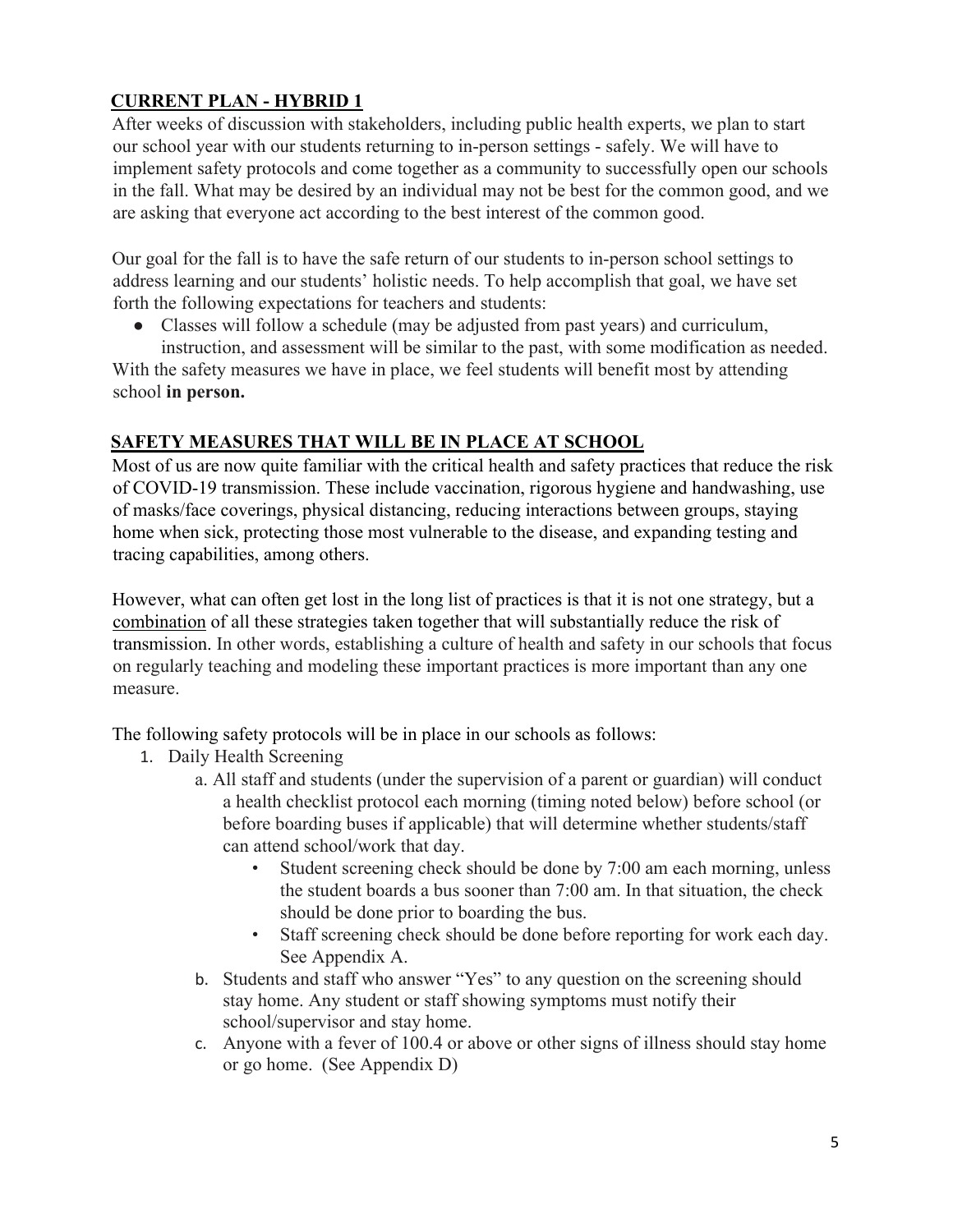## **CURRENT PLAN - HYBRID 1**

After weeks of discussion with stakeholders, including public health experts, we plan to start our school year with our students returning to in-person settings - safely. We will have to implement safety protocols and come together as a community to successfully open our schools in the fall. What may be desired by an individual may not be best for the common good, and we are asking that everyone act according to the best interest of the common good.

Our goal for the fall is to have the safe return of our students to in-person school settings to address learning and our students' holistic needs. To help accomplish that goal, we have set forth the following expectations for teachers and students:

- Classes will follow a schedule (may be adjusted from past years) and curriculum, instruction, and assessment will be similar to the past, with some modification as needed.

With the safety measures we have in place, we feel students will benefit most by attending school **in person.**

## **SAFETY MEASURES THAT WILL BE IN PLACE AT SCHOOL**

Most of us are now quite familiar with the critical health and safety practices that reduce the risk of COVID-19 transmission. These include vaccination, rigorous hygiene and handwashing, use of masks/face coverings, physical distancing, reducing interactions between groups, staying home when sick, protecting those most vulnerable to the disease, and expanding testing and tracing capabilities, among others.

However, what can often get lost in the long list of practices is that it is not one strategy, but a combination of all these strategies taken together that will substantially reduce the risk of transmission. In other words, establishing a culture of health and safety in our schools that focus on regularly teaching and modeling these important practices is more important than any one measure.

The following safety protocols will be in place in our schools as follows:

1. Daily Health Screening
   a. All staff and students (under the supervision of a parent or guardian) will conduct a health checklist protocol each morning (timing noted below) before school (or before boarding buses if applicable) that will determine whether students/staff can attend school/work that day.
      - Student screening check should be done by 7:00 am each morning, unless the student boards a bus sooner than 7:00 am. In that situation, the check should be done prior to boarding the bus.
      - Staff screening check should be done before reporting for work each day. See Appendix A.

   b. Students and staff who answer "Yes" to any question on the screening should stay home. Any student or staff showing symptoms must notify their school/supervisor and stay home.
   c. Anyone with a fever of 100.4 or above or other signs of illness should stay home or go home. (See Appendix D)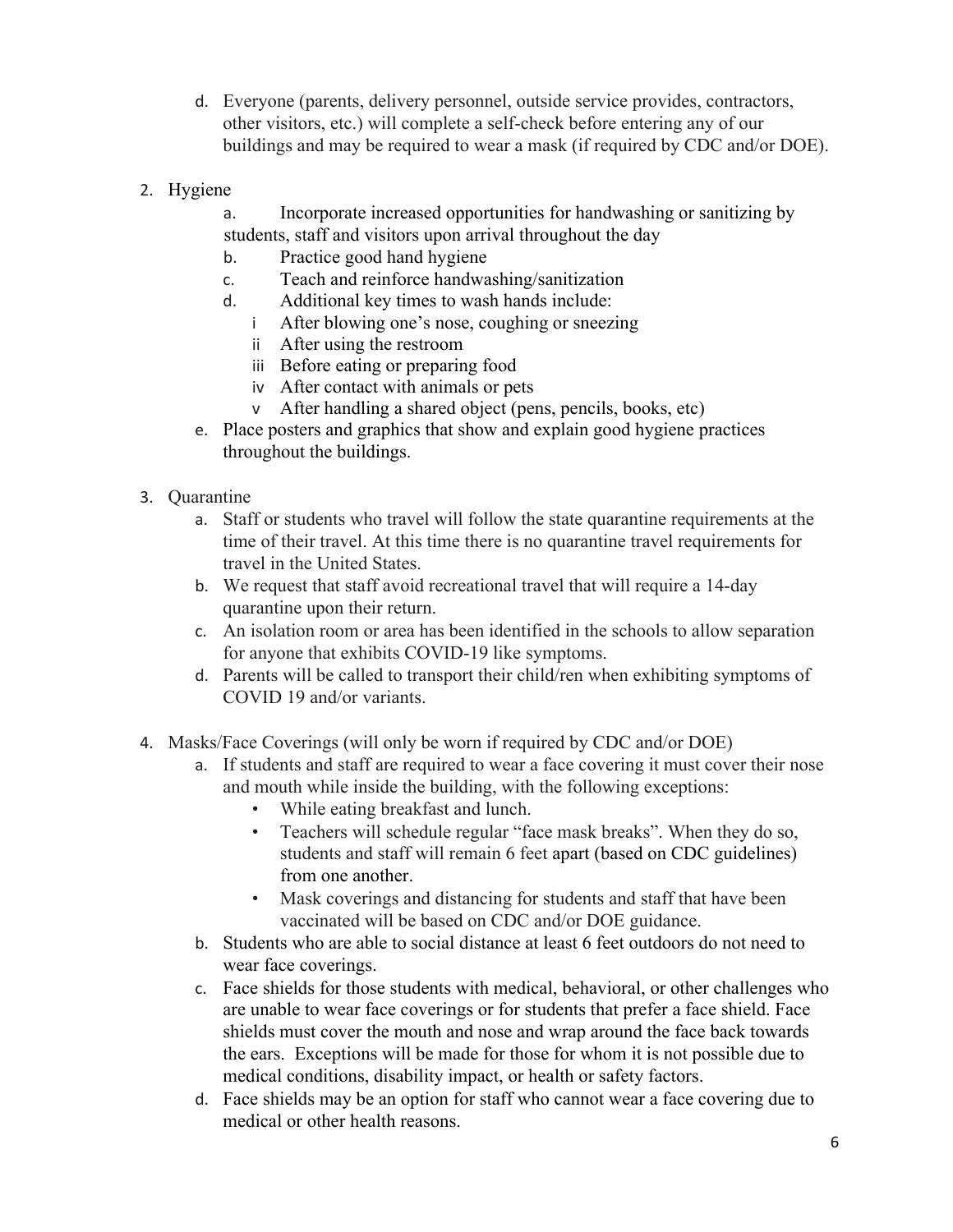d. Everyone (parents, delivery personnel, outside service provides, contractors, other visitors, etc.) will complete a self-check before entering any of our buildings and may be required to wear a mask (if required by CDC and/or DOE).

2. Hygiene
   a. Incorporate increased opportunities for handwashing or sanitizing by students, staff and visitors upon arrival throughout the day
   b. Practice good hand hygiene
   c. Teach and reinforce handwashing/sanitization
   d. Additional key times to wash hands include:
      i After blowing one's nose, coughing or sneezing
      ii After using the restroom
      iii Before eating or preparing food
      iv After contact with animals or pets
      v After handling a shared object (pens, pencils, books, etc)
   e. Place posters and graphics that show and explain good hygiene practices throughout the buildings.

3. Quarantine
   a. Staff or students who travel will follow the state quarantine requirements at the time of their travel. At this time there is no quarantine travel requirements for travel in the United States.
   b. We request that staff avoid recreational travel that will require a 14-day quarantine upon their return.
   c. An isolation room or area has been identified in the schools to allow separation for anyone that exhibits COVID-19 like symptoms.
   d. Parents will be called to transport their child/ren when exhibiting symptoms of COVID 19 and/or variants.

4. Masks/Face Coverings (will only be worn if required by CDC and/or DOE)
   a. If students and staff are required to wear a face covering it must cover their nose and mouth while inside the building, with the following exceptions:
      - While eating breakfast and lunch.
      - Teachers will schedule regular "face mask breaks". When they do so, students and staff will remain 6 feet apart (based on CDC guidelines) from one another.
      - Mask coverings and distancing for students and staff that have been vaccinated will be based on CDC and/or DOE guidance.
   b. Students who are able to social distance at least 6 feet outdoors do not need to wear face coverings.
   c. Face shields for those students with medical, behavioral, or other challenges who are unable to wear face coverings or for students that prefer a face shield. Face shields must cover the mouth and nose and wrap around the face back towards the ears. Exceptions will be made for those for whom it is not possible due to medical conditions, disability impact, or health or safety factors.
   d. Face shields may be an option for staff who cannot wear a face covering due to medical or other health reasons.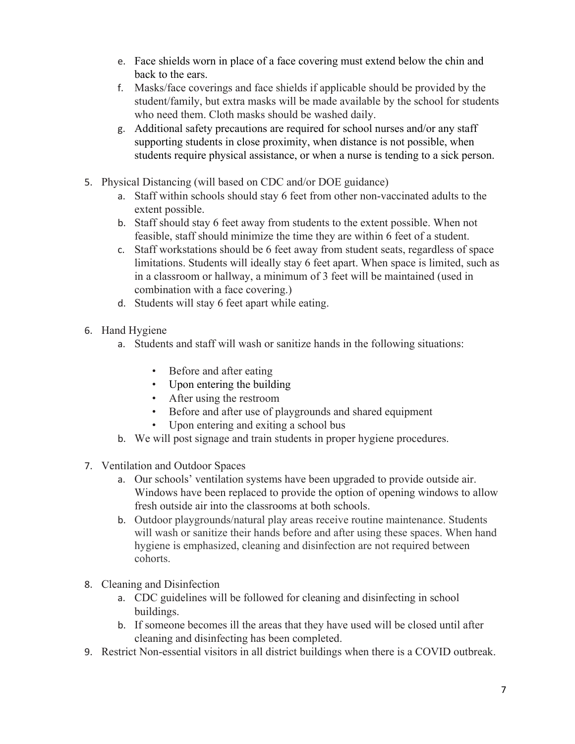e. Face shields worn in place of a face covering must extend below the chin and back to the ears.
   f. Masks/face coverings and face shields if applicable should be provided by the student/family, but extra masks will be made available by the school for students who need them. Cloth masks should be washed daily.
   g. Additional safety precautions are required for school nurses and/or any staff supporting students in close proximity, when distance is not possible, when students require physical assistance, or when a nurse is tending to a sick person.

5. Physical Distancing (will based on CDC and/or DOE guidance)
   a. Staff within schools should stay 6 feet from other non-vaccinated adults to the extent possible.
   b. Staff should stay 6 feet away from students to the extent possible. When not feasible, staff should minimize the time they are within 6 feet of a student.
   c. Staff workstations should be 6 feet away from student seats, regardless of space limitations. Students will ideally stay 6 feet apart. When space is limited, such as in a classroom or hallway, a minimum of 3 feet will be maintained (used in combination with a face covering.)
   d. Students will stay 6 feet apart while eating.

6. Hand Hygiene
   a. Students and staff will wash or sanitize hands in the following situations:
      - Before and after eating
      - Upon entering the building
      - After using the restroom
      - Before and after use of playgrounds and shared equipment
      - Upon entering and exiting a school bus
   b. We will post signage and train students in proper hygiene procedures.

7. Ventilation and Outdoor Spaces
   a. Our schools' ventilation systems have been upgraded to provide outside air. Windows have been replaced to provide the option of opening windows to allow fresh outside air into the classrooms at both schools.
   b. Outdoor playgrounds/natural play areas receive routine maintenance. Students will wash or sanitize their hands before and after using these spaces. When hand hygiene is emphasized, cleaning and disinfection are not required between cohorts.

8. Cleaning and Disinfection
   a. CDC guidelines will be followed for cleaning and disinfecting in school buildings.
   b. If someone becomes ill the areas that they have used will be closed until after cleaning and disinfecting has been completed.
9. Restrict Non-essential visitors in all district buildings when there is a COVID outbreak.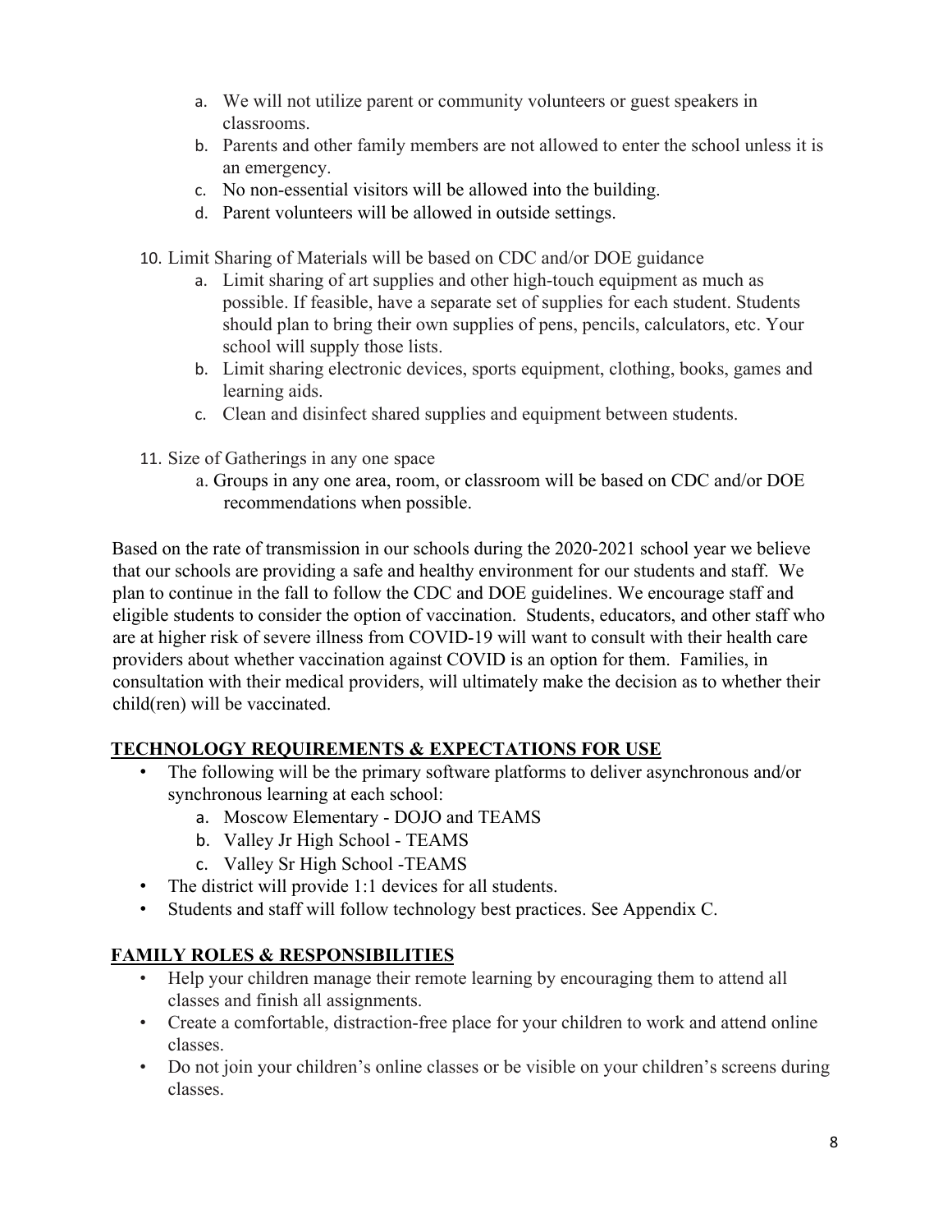a. We will not utilize parent or community volunteers or guest speakers in classrooms.
   b. Parents and other family members are not allowed to enter the school unless it is an emergency.
   c. No non-essential visitors will be allowed into the building.
   d. Parent volunteers will be allowed in outside settings.

10. Limit Sharing of Materials will be based on CDC and/or DOE guidance
    a. Limit sharing of art supplies and other high-touch equipment as much as possible. If feasible, have a separate set of supplies for each student. Students should plan to bring their own supplies of pens, pencils, calculators, etc. Your school will supply those lists.
    b. Limit sharing electronic devices, sports equipment, clothing, books, games and learning aids.
    c. Clean and disinfect shared supplies and equipment between students.

11. Size of Gatherings in any one space
    a. Groups in any one area, room, or classroom will be based on CDC and/or DOE recommendations when possible.

Based on the rate of transmission in our schools during the 2020-2021 school year we believe that our schools are providing a safe and healthy environment for our students and staff. We plan to continue in the fall to follow the CDC and DOE guidelines. We encourage staff and eligible students to consider the option of vaccination. Students, educators, and other staff who are at higher risk of severe illness from COVID-19 will want to consult with their health care providers about whether vaccination against COVID is an option for them. Families, in consultation with their medical providers, will ultimately make the decision as to whether their child(ren) will be vaccinated.

## TECHNOLOGY REQUIREMENTS & EXPECTATIONS FOR USE

- The following will be the primary software platforms to deliver asynchronous and/or synchronous learning at each school:
  a. Moscow Elementary - DOJO and TEAMS
  b. Valley Jr High School - TEAMS
  c. Valley Sr High School -TEAMS
- The district will provide 1:1 devices for all students.
- Students and staff will follow technology best practices. See Appendix C.

## FAMILY ROLES & RESPONSIBILITIES

- Help your children manage their remote learning by encouraging them to attend all classes and finish all assignments.
- Create a comfortable, distraction-free place for your children to work and attend online classes.
- Do not join your children's online classes or be visible on your children's screens during classes.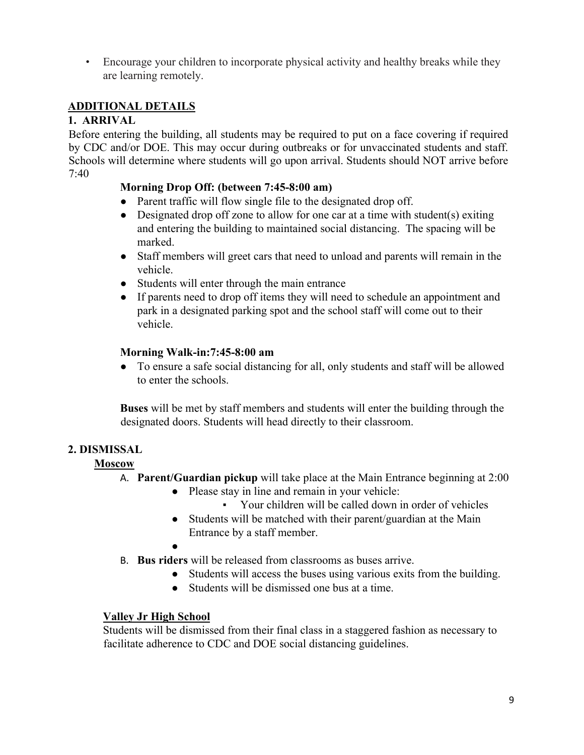- Encourage your children to incorporate physical activity and healthy breaks while they are learning remotely.

## ADDITIONAL DETAILS

### 1. ARRIVAL

Before entering the building, all students may be required to put on a face covering if required by CDC and/or DOE. This may occur during outbreaks or for unvaccinated students and staff. Schools will determine where students will go upon arrival. Students should NOT arrive before 7:40

**Morning Drop Off: (between 7:45-8:00 am)**

- Parent traffic will flow single file to the designated drop off.
- Designated drop off zone to allow for one car at a time with student(s) exiting and entering the building to maintained social distancing. The spacing will be marked.
- Staff members will greet cars that need to unload and parents will remain in the vehicle.
- Students will enter through the main entrance
- If parents need to drop off items they will need to schedule an appointment and park in a designated parking spot and the school staff will come out to their vehicle.

**Morning Walk-in:7:45-8:00 am**

- To ensure a safe social distancing for all, only students and staff will be allowed to enter the schools.

**Buses** will be met by staff members and students will enter the building through the designated doors. Students will head directly to their classroom.

### 2. DISMISSAL

**Moscow**

A. **Parent/Guardian pickup** will take place at the Main Entrance beginning at 2:00
   - Please stay in line and remain in your vehicle:
     - Your children will be called down in order of vehicles
   - Students will be matched with their parent/guardian at the Main Entrance by a staff member.

B. **Bus riders** will be released from classrooms as buses arrive.
   - Students will access the buses using various exits from the building.
   - Students will be dismissed one bus at a time.

**Valley Jr High School**

Students will be dismissed from their final class in a staggered fashion as necessary to facilitate adherence to CDC and DOE social distancing guidelines.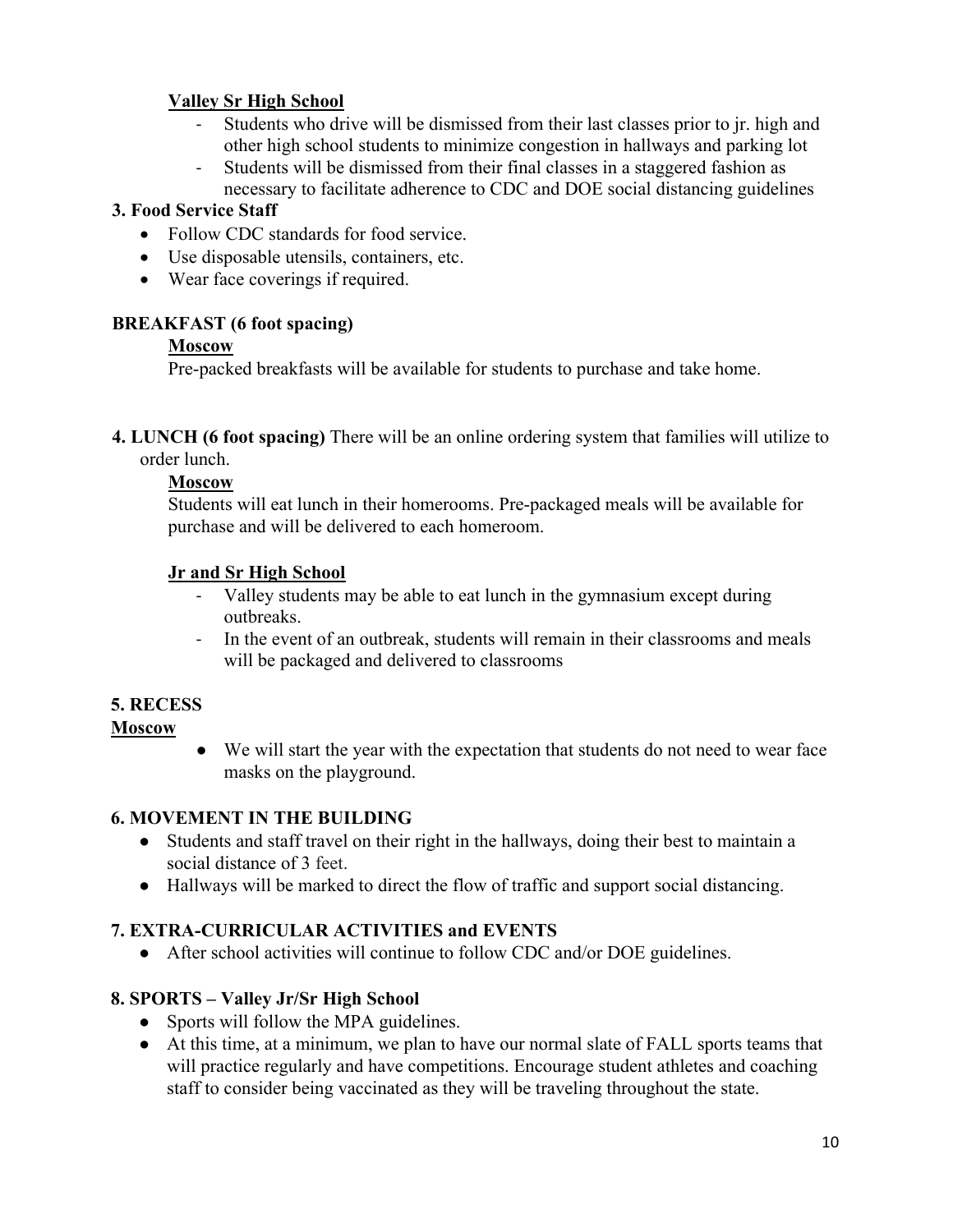**Valley Sr High School**

- Students who drive will be dismissed from their last classes prior to jr. high and other high school students to minimize congestion in hallways and parking lot
- Students will be dismissed from their final classes in a staggered fashion as necessary to facilitate adherence to CDC and DOE social distancing guidelines

**3. Food Service Staff**

- Follow CDC standards for food service.
- Use disposable utensils, containers, etc.
- Wear face coverings if required.

**BREAKFAST (6 foot spacing)**

**Moscow**

Pre-packed breakfasts will be available for students to purchase and take home.

**4. LUNCH (6 foot spacing)** There will be an online ordering system that families will utilize to order lunch.

**Moscow**

Students will eat lunch in their homerooms. Pre-packaged meals will be available for purchase and will be delivered to each homeroom.

**Jr and Sr High School**

- Valley students may be able to eat lunch in the gymnasium except during outbreaks.
- In the event of an outbreak, students will remain in their classrooms and meals will be packaged and delivered to classrooms

**5. RECESS**

**Moscow**

- We will start the year with the expectation that students do not need to wear face masks on the playground.

**6. MOVEMENT IN THE BUILDING**

- Students and staff travel on their right in the hallways, doing their best to maintain a social distance of 3 feet.
- Hallways will be marked to direct the flow of traffic and support social distancing.

**7. EXTRA-CURRICULAR ACTIVITIES and EVENTS**

- After school activities will continue to follow CDC and/or DOE guidelines.

**8. SPORTS – Valley Jr/Sr High School**

- Sports will follow the MPA guidelines.
- At this time, at a minimum, we plan to have our normal slate of FALL sports teams that will practice regularly and have competitions. Encourage student athletes and coaching staff to consider being vaccinated as they will be traveling throughout the state.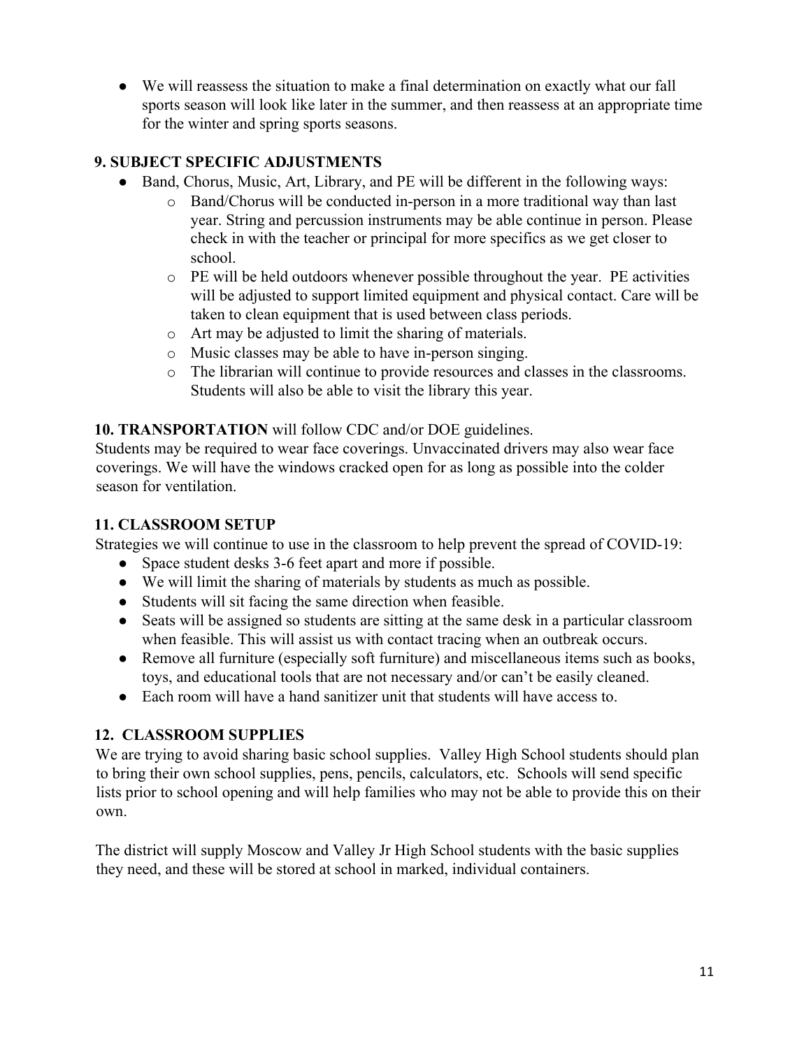- We will reassess the situation to make a final determination on exactly what our fall sports season will look like later in the summer, and then reassess at an appropriate time for the winter and spring sports seasons.

### 9. SUBJECT SPECIFIC ADJUSTMENTS

- Band, Chorus, Music, Art, Library, and PE will be different in the following ways:
  - Band/Chorus will be conducted in-person in a more traditional way than last year. String and percussion instruments may be able continue in person. Please check in with the teacher or principal for more specifics as we get closer to school.
  - PE will be held outdoors whenever possible throughout the year. PE activities will be adjusted to support limited equipment and physical contact. Care will be taken to clean equipment that is used between class periods.
  - Art may be adjusted to limit the sharing of materials.
  - Music classes may be able to have in-person singing.
  - The librarian will continue to provide resources and classes in the classrooms. Students will also be able to visit the library this year.

**10. TRANSPORTATION** will follow CDC and/or DOE guidelines.

Students may be required to wear face coverings. Unvaccinated drivers may also wear face coverings. We will have the windows cracked open for as long as possible into the colder season for ventilation.

### 11. CLASSROOM SETUP

Strategies we will continue to use in the classroom to help prevent the spread of COVID-19:

- Space student desks 3-6 feet apart and more if possible.
- We will limit the sharing of materials by students as much as possible.
- Students will sit facing the same direction when feasible.
- Seats will be assigned so students are sitting at the same desk in a particular classroom when feasible. This will assist us with contact tracing when an outbreak occurs.
- Remove all furniture (especially soft furniture) and miscellaneous items such as books, toys, and educational tools that are not necessary and/or can't be easily cleaned.
- Each room will have a hand sanitizer unit that students will have access to.

### 12. CLASSROOM SUPPLIES

We are trying to avoid sharing basic school supplies. Valley High School students should plan to bring their own school supplies, pens, pencils, calculators, etc. Schools will send specific lists prior to school opening and will help families who may not be able to provide this on their own.

The district will supply Moscow and Valley Jr High School students with the basic supplies they need, and these will be stored at school in marked, individual containers.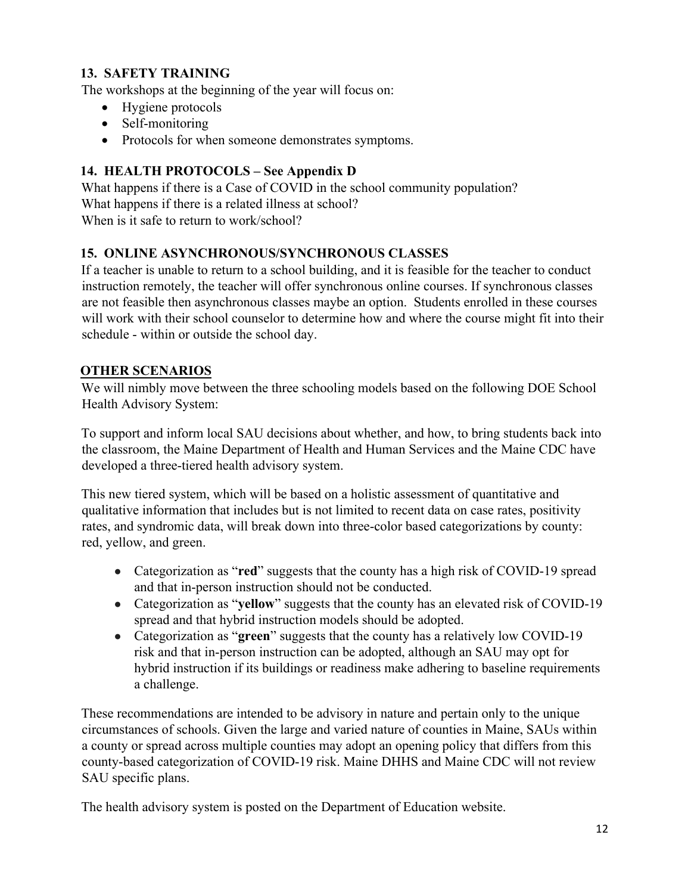### 13. SAFETY TRAINING

The workshops at the beginning of the year will focus on:

- Hygiene protocols
- Self-monitoring
- Protocols for when someone demonstrates symptoms.

### 14. HEALTH PROTOCOLS – See Appendix D

What happens if there is a Case of COVID in the school community population?
What happens if there is a related illness at school?
When is it safe to return to work/school?

### 15. ONLINE ASYNCHRONOUS/SYNCHRONOUS CLASSES

If a teacher is unable to return to a school building, and it is feasible for the teacher to conduct instruction remotely, the teacher will offer synchronous online courses. If synchronous classes are not feasible then asynchronous classes maybe an option. Students enrolled in these courses will work with their school counselor to determine how and where the course might fit into their schedule - within or outside the school day.

### <u>OTHER SCENARIOS</u>

We will nimbly move between the three schooling models based on the following DOE School Health Advisory System:

To support and inform local SAU decisions about whether, and how, to bring students back into the classroom, the Maine Department of Health and Human Services and the Maine CDC have developed a three-tiered health advisory system.

This new tiered system, which will be based on a holistic assessment of quantitative and qualitative information that includes but is not limited to recent data on case rates, positivity rates, and syndromic data, will break down into three-color based categorizations by county: red, yellow, and green.

- Categorization as "**red**" suggests that the county has a high risk of COVID-19 spread and that in-person instruction should not be conducted.
- Categorization as "**yellow**" suggests that the county has an elevated risk of COVID-19 spread and that hybrid instruction models should be adopted.
- Categorization as "**green**" suggests that the county has a relatively low COVID-19 risk and that in-person instruction can be adopted, although an SAU may opt for hybrid instruction if its buildings or readiness make adhering to baseline requirements a challenge.

These recommendations are intended to be advisory in nature and pertain only to the unique circumstances of schools. Given the large and varied nature of counties in Maine, SAUs within a county or spread across multiple counties may adopt an opening policy that differs from this county-based categorization of COVID-19 risk. Maine DHHS and Maine CDC will not review SAU specific plans.

The health advisory system is posted on the Department of Education website.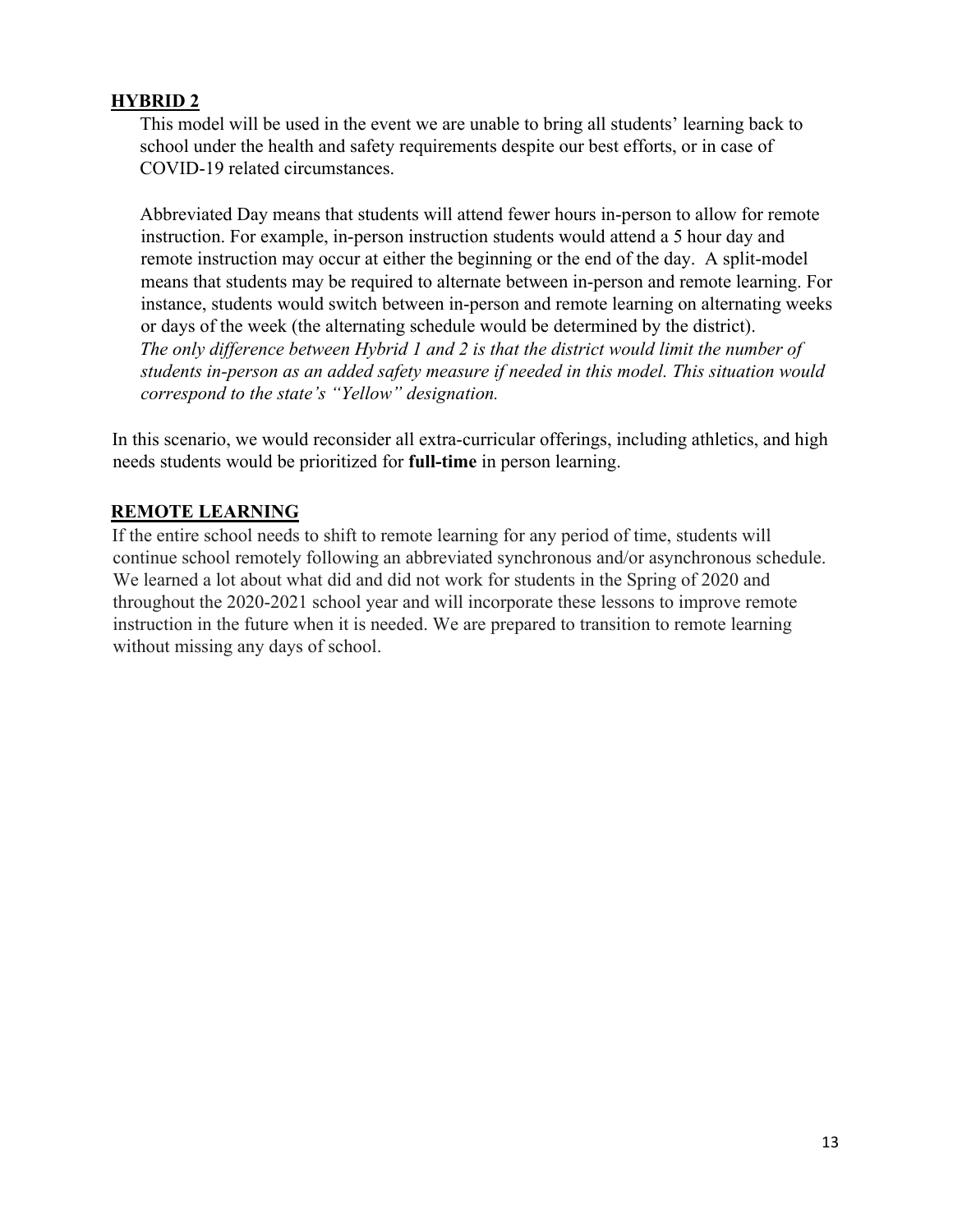## HYBRID 2

This model will be used in the event we are unable to bring all students' learning back to school under the health and safety requirements despite our best efforts, or in case of COVID-19 related circumstances.

Abbreviated Day means that students will attend fewer hours in-person to allow for remote instruction. For example, in-person instruction students would attend a 5 hour day and remote instruction may occur at either the beginning or the end of the day. A split-model means that students may be required to alternate between in-person and remote learning. For instance, students would switch between in-person and remote learning on alternating weeks or days of the week (the alternating schedule would be determined by the district). *The only difference between Hybrid 1 and 2 is that the district would limit the number of students in-person as an added safety measure if needed in this model. This situation would correspond to the state's "Yellow" designation.*

In this scenario, we would reconsider all extra-curricular offerings, including athletics, and high needs students would be prioritized for **full-time** in person learning.

## REMOTE LEARNING

If the entire school needs to shift to remote learning for any period of time, students will continue school remotely following an abbreviated synchronous and/or asynchronous schedule. We learned a lot about what did and did not work for students in the Spring of 2020 and throughout the 2020-2021 school year and will incorporate these lessons to improve remote instruction in the future when it is needed. We are prepared to transition to remote learning without missing any days of school.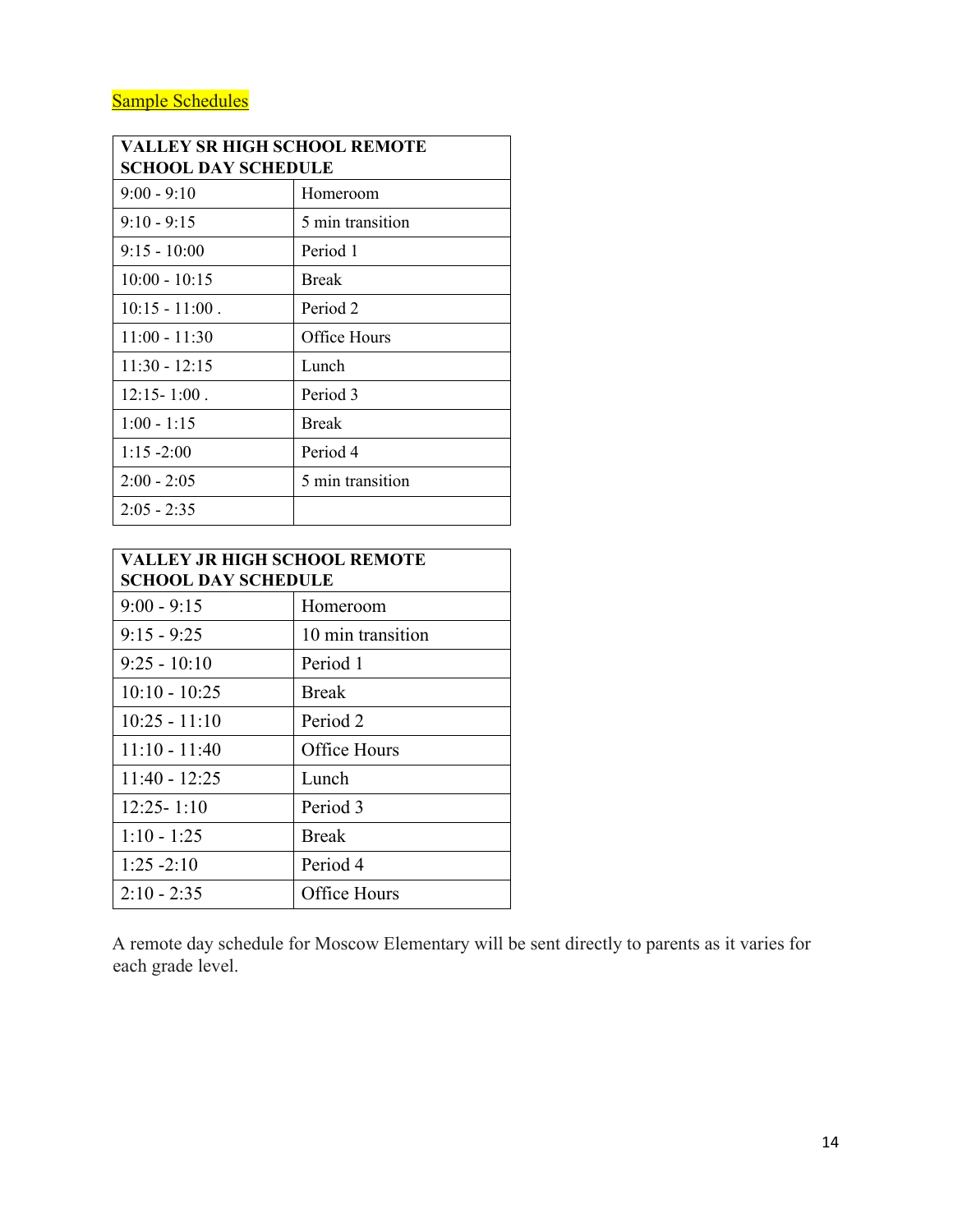Sample Schedules

| VALLEY SR HIGH SCHOOL REMOTE SCHOOL DAY SCHEDULE | |
|---|---|
| 9:00 - 9:10 | Homeroom |
| 9:10 - 9:15 | 5 min transition |
| 9:15 - 10:00 | Period 1 |
| 10:00 - 10:15 | Break |
| 10:15 - 11:00 . | Period 2 |
| 11:00 - 11:30 | Office Hours |
| 11:30 - 12:15 | Lunch |
| 12:15- 1:00 . | Period 3 |
| 1:00 - 1:15 | Break |
| 1:15 -2:00 | Period 4 |
| 2:00 - 2:05 | 5 min transition |
| 2:05 - 2:35 | |

| VALLEY JR HIGH SCHOOL REMOTE SCHOOL DAY SCHEDULE | |
|---|---|
| 9:00 - 9:15 | Homeroom |
| 9:15 - 9:25 | 10 min transition |
| 9:25 - 10:10 | Period 1 |
| 10:10 - 10:25 | Break |
| 10:25 - 11:10 | Period 2 |
| 11:10 - 11:40 | Office Hours |
| 11:40 - 12:25 | Lunch |
| 12:25- 1:10 | Period 3 |
| 1:10 - 1:25 | Break |
| 1:25 -2:10 | Period 4 |
| 2:10 - 2:35 | Office Hours |

A remote day schedule for Moscow Elementary will be sent directly to parents as it varies for each grade level.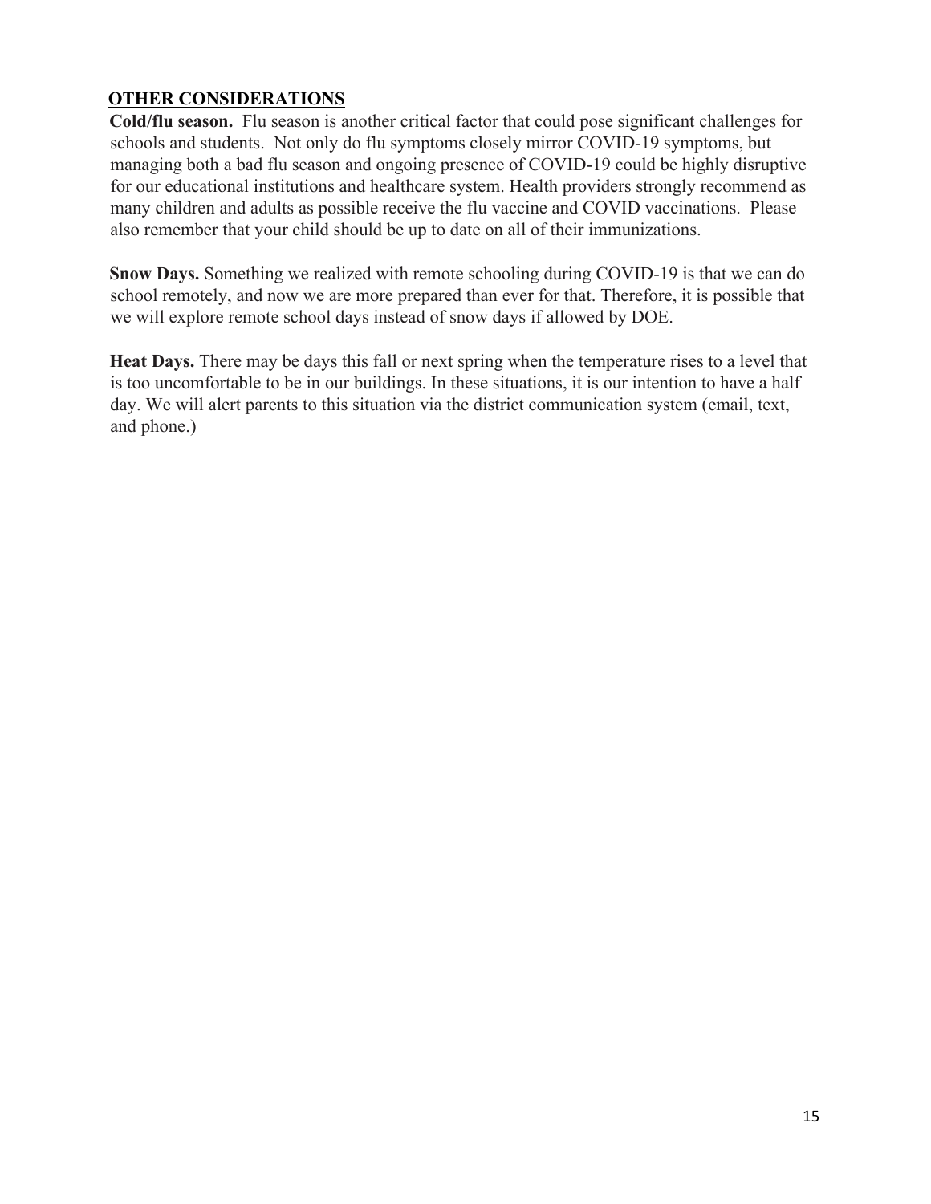## OTHER CONSIDERATIONS

**Cold/flu season.** Flu season is another critical factor that could pose significant challenges for schools and students. Not only do flu symptoms closely mirror COVID-19 symptoms, but managing both a bad flu season and ongoing presence of COVID-19 could be highly disruptive for our educational institutions and healthcare system. Health providers strongly recommend as many children and adults as possible receive the flu vaccine and COVID vaccinations. Please also remember that your child should be up to date on all of their immunizations.

**Snow Days.** Something we realized with remote schooling during COVID-19 is that we can do school remotely, and now we are more prepared than ever for that. Therefore, it is possible that we will explore remote school days instead of snow days if allowed by DOE.

**Heat Days.** There may be days this fall or next spring when the temperature rises to a level that is too uncomfortable to be in our buildings. In these situations, it is our intention to have a half day. We will alert parents to this situation via the district communication system (email, text, and phone.)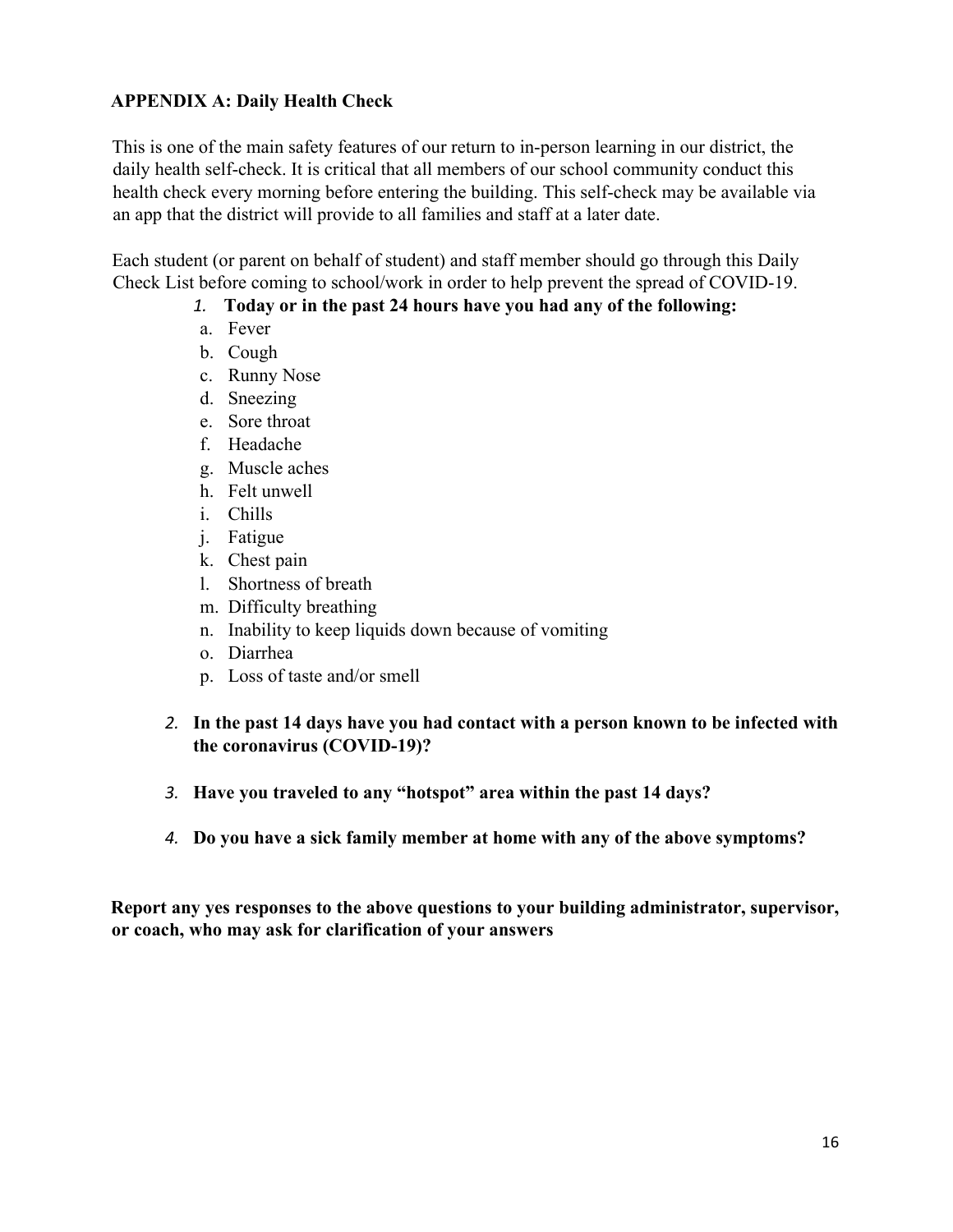## APPENDIX A: Daily Health Check

This is one of the main safety features of our return to in-person learning in our district, the daily health self-check. It is critical that all members of our school community conduct this health check every morning before entering the building. This self-check may be available via an app that the district will provide to all families and staff at a later date.

Each student (or parent on behalf of student) and staff member should go through this Daily Check List before coming to school/work in order to help prevent the spread of COVID-19.

1. **Today or in the past 24 hours have you had any of the following:**
   a. Fever
   b. Cough
   c. Runny Nose
   d. Sneezing
   e. Sore throat
   f. Headache
   g. Muscle aches
   h. Felt unwell
   i. Chills
   j. Fatigue
   k. Chest pain
   l. Shortness of breath
   m. Difficulty breathing
   n. Inability to keep liquids down because of vomiting
   o. Diarrhea
   p. Loss of taste and/or smell

2. **In the past 14 days have you had contact with a person known to be infected with the coronavirus (COVID-19)?**

3. **Have you traveled to any "hotspot" area within the past 14 days?**

4. **Do you have a sick family member at home with any of the above symptoms?**

**Report any yes responses to the above questions to your building administrator, supervisor, or coach, who may ask for clarification of your answers**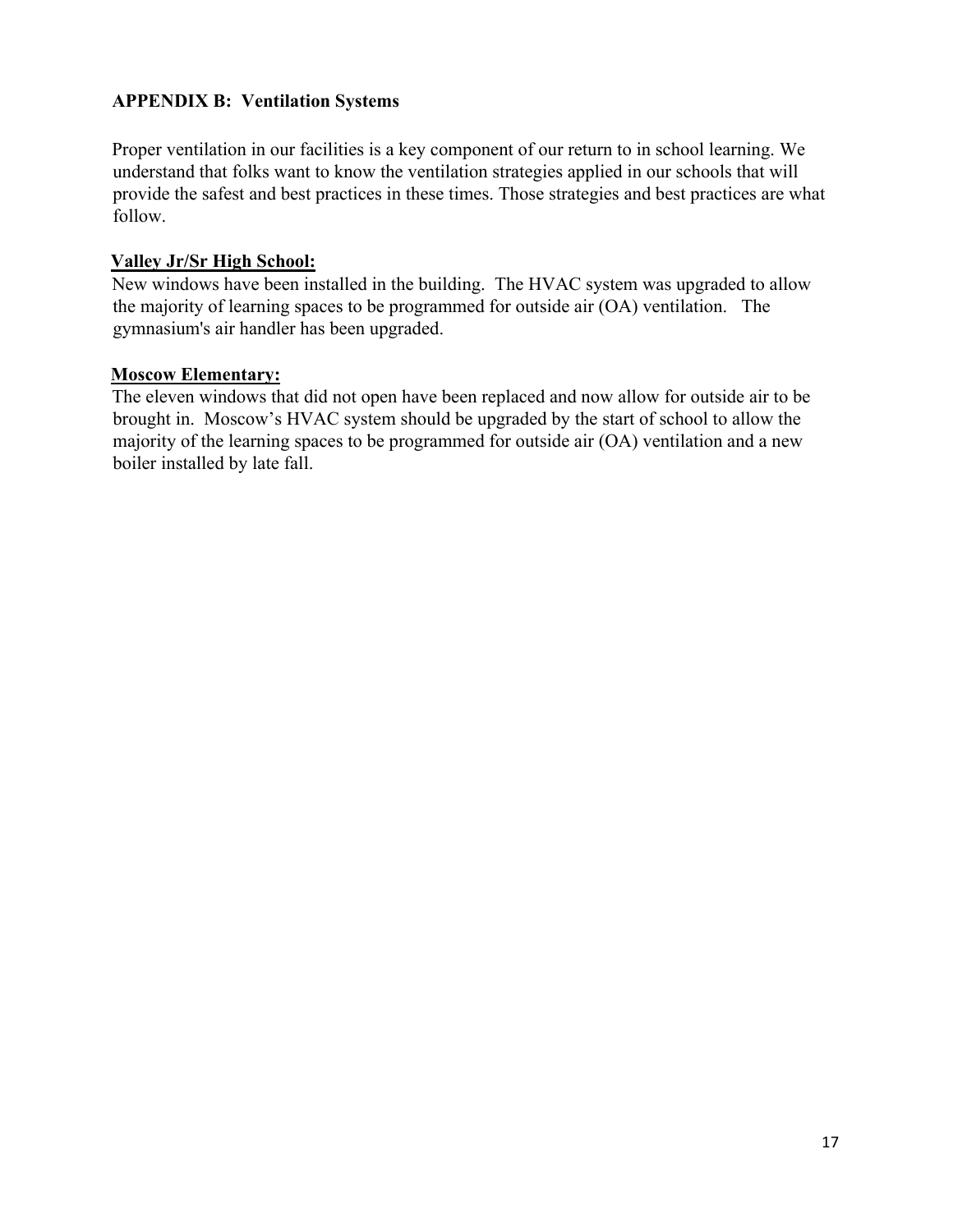## APPENDIX B: Ventilation Systems

Proper ventilation in our facilities is a key component of our return to in school learning. We understand that folks want to know the ventilation strategies applied in our schools that will provide the safest and best practices in these times. Those strategies and best practices are what follow.

**Valley Jr/Sr High School:**

New windows have been installed in the building. The HVAC system was upgraded to allow the majority of learning spaces to be programmed for outside air (OA) ventilation. The gymnasium's air handler has been upgraded.

**Moscow Elementary:**

The eleven windows that did not open have been replaced and now allow for outside air to be brought in. Moscow's HVAC system should be upgraded by the start of school to allow the majority of the learning spaces to be programmed for outside air (OA) ventilation and a new boiler installed by late fall.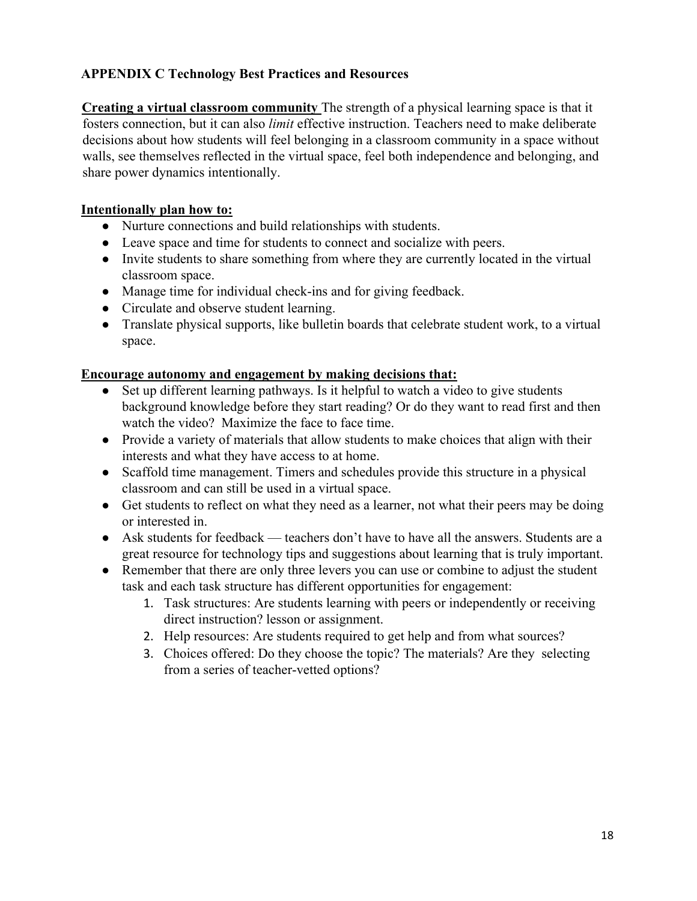## APPENDIX C Technology Best Practices and Resources

**Creating a virtual classroom community** The strength of a physical learning space is that it fosters connection, but it can also *limit* effective instruction. Teachers need to make deliberate decisions about how students will feel belonging in a classroom community in a space without walls, see themselves reflected in the virtual space, feel both independence and belonging, and share power dynamics intentionally.

**Intentionally plan how to:**

- Nurture connections and build relationships with students.
- Leave space and time for students to connect and socialize with peers.
- Invite students to share something from where they are currently located in the virtual classroom space.
- Manage time for individual check-ins and for giving feedback.
- Circulate and observe student learning.
- Translate physical supports, like bulletin boards that celebrate student work, to a virtual space.

**Encourage autonomy and engagement by making decisions that:**

- Set up different learning pathways. Is it helpful to watch a video to give students background knowledge before they start reading? Or do they want to read first and then watch the video? Maximize the face to face time.
- Provide a variety of materials that allow students to make choices that align with their interests and what they have access to at home.
- Scaffold time management. Timers and schedules provide this structure in a physical classroom and can still be used in a virtual space.
- Get students to reflect on what they need as a learner, not what their peers may be doing or interested in.
- Ask students for feedback — teachers don't have to have all the answers. Students are a great resource for technology tips and suggestions about learning that is truly important.
- Remember that there are only three levers you can use or combine to adjust the student task and each task structure has different opportunities for engagement:
    1. Task structures: Are students learning with peers or independently or receiving direct instruction? lesson or assignment.
    2. Help resources: Are students required to get help and from what sources?
    3. Choices offered: Do they choose the topic? The materials? Are they selecting from a series of teacher-vetted options?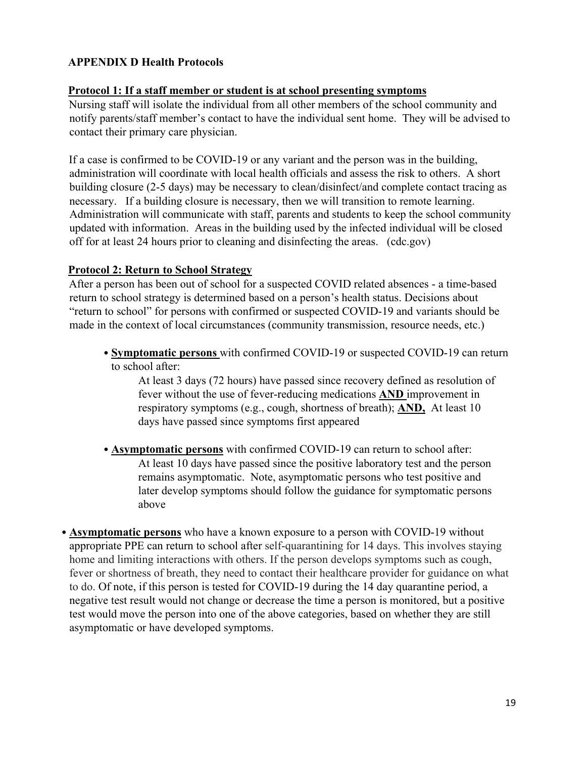## APPENDIX D Health Protocols

**Protocol 1: If a staff member or student is at school presenting symptoms**

Nursing staff will isolate the individual from all other members of the school community and notify parents/staff member's contact to have the individual sent home. They will be advised to contact their primary care physician.

If a case is confirmed to be COVID-19 or any variant and the person was in the building, administration will coordinate with local health officials and assess the risk to others. A short building closure (2-5 days) may be necessary to clean/disinfect/and complete contact tracing as necessary. If a building closure is necessary, then we will transition to remote learning. Administration will communicate with staff, parents and students to keep the school community updated with information. Areas in the building used by the infected individual will be closed off for at least 24 hours prior to cleaning and disinfecting the areas. (cdc.gov)

**Protocol 2: Return to School Strategy**

After a person has been out of school for a suspected COVID related absences - a time-based return to school strategy is determined based on a person's health status. Decisions about "return to school" for persons with confirmed or suspected COVID-19 and variants should be made in the context of local circumstances (community transmission, resource needs, etc.)

- **Symptomatic persons** with confirmed COVID-19 or suspected COVID-19 can return to school after:

  At least 3 days (72 hours) have passed since recovery defined as resolution of fever without the use of fever-reducing medications **AND** improvement in respiratory symptoms (e.g., cough, shortness of breath); **AND,** At least 10 days have passed since symptoms first appeared

- **Asymptomatic persons** with confirmed COVID-19 can return to school after:

  At least 10 days have passed since the positive laboratory test and the person remains asymptomatic. Note, asymptomatic persons who test positive and later develop symptoms should follow the guidance for symptomatic persons above

- **Asymptomatic persons** who have a known exposure to a person with COVID-19 without appropriate PPE can return to school after self-quarantining for 14 days. This involves staying home and limiting interactions with others. If the person develops symptoms such as cough, fever or shortness of breath, they need to contact their healthcare provider for guidance on what to do. Of note, if this person is tested for COVID-19 during the 14 day quarantine period, a negative test result would not change or decrease the time a person is monitored, but a positive test would move the person into one of the above categories, based on whether they are still asymptomatic or have developed symptoms.